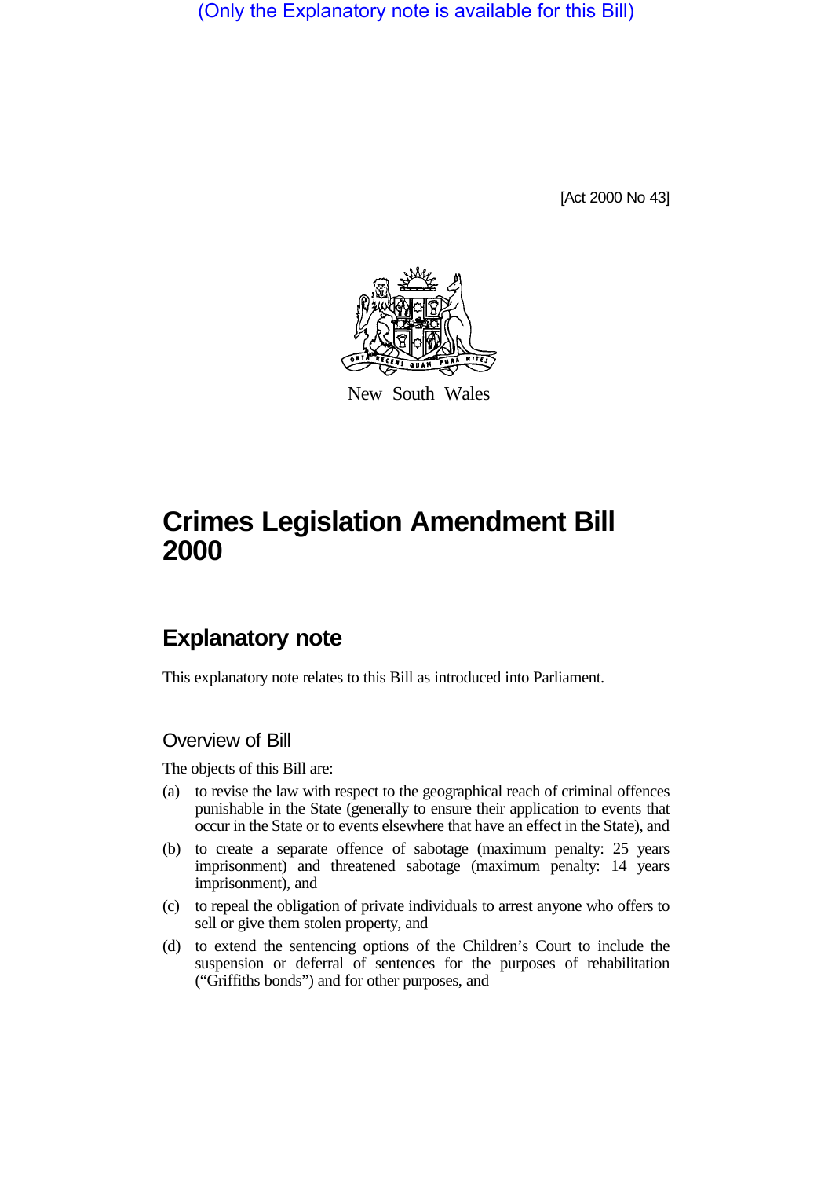(Only the Explanatory note is available for this Bill)

[Act 2000 No 43]

New South Wales

# Crimes Legislation Amendment Bill 2000

## Explanatory note

This explanatory note relates to this Bill as introduced into Parliament.

### Overview of Bill

The objects of this Bill are:

(a) to revise the law with respect to the geographical reach of criminal offences punishable in the State (generally to ensure their application to events that occur in the State or to events elsewhere that have an effect in the State), and

(b) to create a separate offence of sabotage (maximum penalty: 25 years imprisonment) and threatened sabotage (maximum penalty: 14 years imprisonment), and

(c) to repeal the obligation of private individuals to arrest anyone who offers to sell or give them stolen property, and

(d) to extend the sentencing options of the Children's Court to include the suspension or deferral of sentences for the purposes of rehabilitation ("Griffiths bonds") and for other purposes, and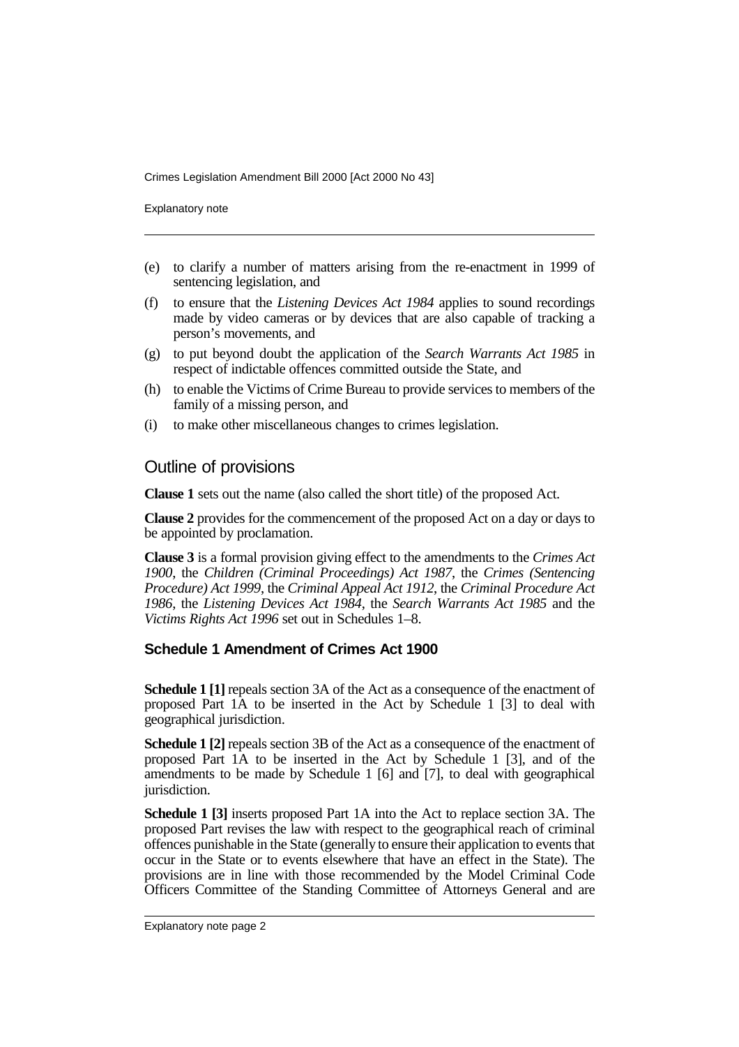(e) to clarify a number of matters arising from the re-enactment in 1999 of sentencing legislation, and

(f) to ensure that the *Listening Devices Act 1984* applies to sound recordings made by video cameras or by devices that are also capable of tracking a person's movements, and

(g) to put beyond doubt the application of the *Search Warrants Act 1985* in respect of indictable offences committed outside the State, and

(h) to enable the Victims of Crime Bureau to provide services to members of the family of a missing person, and

(i) to make other miscellaneous changes to crimes legislation.

## Outline of provisions

**Clause 1** sets out the name (also called the short title) of the proposed Act.

**Clause 2** provides for the commencement of the proposed Act on a day or days to be appointed by proclamation.

**Clause 3** is a formal provision giving effect to the amendments to the *Crimes Act 1900*, the *Children (Criminal Proceedings) Act 1987*, the *Crimes (Sentencing Procedure) Act 1999*, the *Criminal Appeal Act 1912*, the *Criminal Procedure Act 1986*, the *Listening Devices Act 1984*, the *Search Warrants Act 1985* and the *Victims Rights Act 1996* set out in Schedules 1–8.

### Schedule 1 Amendment of Crimes Act 1900

**Schedule 1 [1]** repeals section 3A of the Act as a consequence of the enactment of proposed Part 1A to be inserted in the Act by Schedule 1 [3] to deal with geographical jurisdiction.

**Schedule 1 [2]** repeals section 3B of the Act as a consequence of the enactment of proposed Part 1A to be inserted in the Act by Schedule 1 [3], and of the amendments to be made by Schedule 1 [6] and [7], to deal with geographical jurisdiction.

**Schedule 1 [3]** inserts proposed Part 1A into the Act to replace section 3A. The proposed Part revises the law with respect to the geographical reach of criminal offences punishable in the State (generally to ensure their application to events that occur in the State or to events elsewhere that have an effect in the State). The provisions are in line with those recommended by the Model Criminal Code Officers Committee of the Standing Committee of Attorneys General and are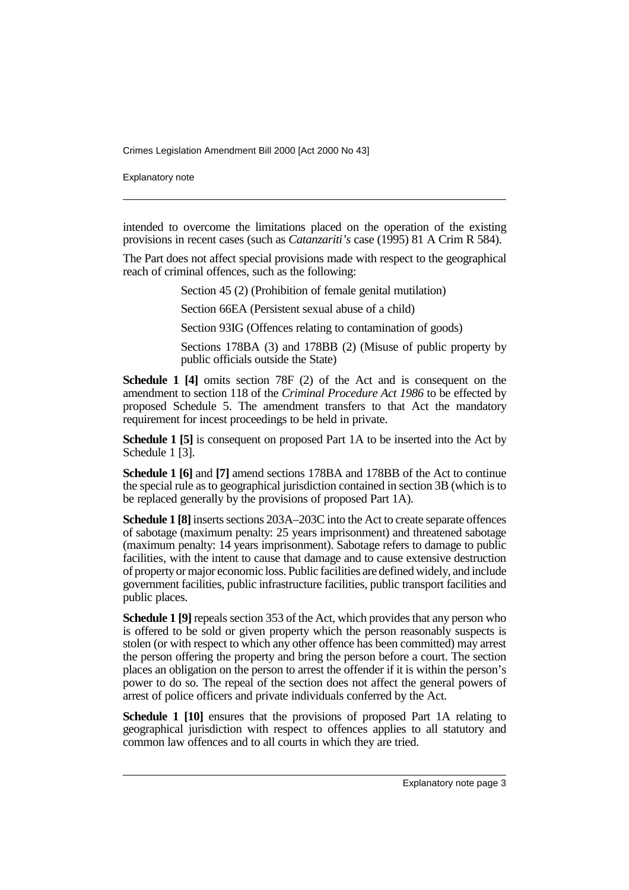intended to overcome the limitations placed on the operation of the existing provisions in recent cases (such as *Catanzariti's* case (1995) 81 A Crim R 584).

The Part does not affect special provisions made with respect to the geographical reach of criminal offences, such as the following:

> Section 45 (2) (Prohibition of female genital mutilation)
>
> Section 66EA (Persistent sexual abuse of a child)
>
> Section 93IG (Offences relating to contamination of goods)
>
> Sections 178BA (3) and 178BB (2) (Misuse of public property by public officials outside the State)

**Schedule 1 [4]** omits section 78F (2) of the Act and is consequent on the amendment to section 118 of the *Criminal Procedure Act 1986* to be effected by proposed Schedule 5. The amendment transfers to that Act the mandatory requirement for incest proceedings to be held in private.

**Schedule 1 [5]** is consequent on proposed Part 1A to be inserted into the Act by Schedule 1 [3].

**Schedule 1 [6]** and **[7]** amend sections 178BA and 178BB of the Act to continue the special rule as to geographical jurisdiction contained in section 3B (which is to be replaced generally by the provisions of proposed Part 1A).

**Schedule 1 [8]** inserts sections 203A–203C into the Act to create separate offences of sabotage (maximum penalty: 25 years imprisonment) and threatened sabotage (maximum penalty: 14 years imprisonment). Sabotage refers to damage to public facilities, with the intent to cause that damage and to cause extensive destruction of property or major economic loss. Public facilities are defined widely, and include government facilities, public infrastructure facilities, public transport facilities and public places.

**Schedule 1 [9]** repeals section 353 of the Act, which provides that any person who is offered to be sold or given property which the person reasonably suspects is stolen (or with respect to which any other offence has been committed) may arrest the person offering the property and bring the person before a court. The section places an obligation on the person to arrest the offender if it is within the person's power to do so. The repeal of the section does not affect the general powers of arrest of police officers and private individuals conferred by the Act.

**Schedule 1 [10]** ensures that the provisions of proposed Part 1A relating to geographical jurisdiction with respect to offences applies to all statutory and common law offences and to all courts in which they are tried.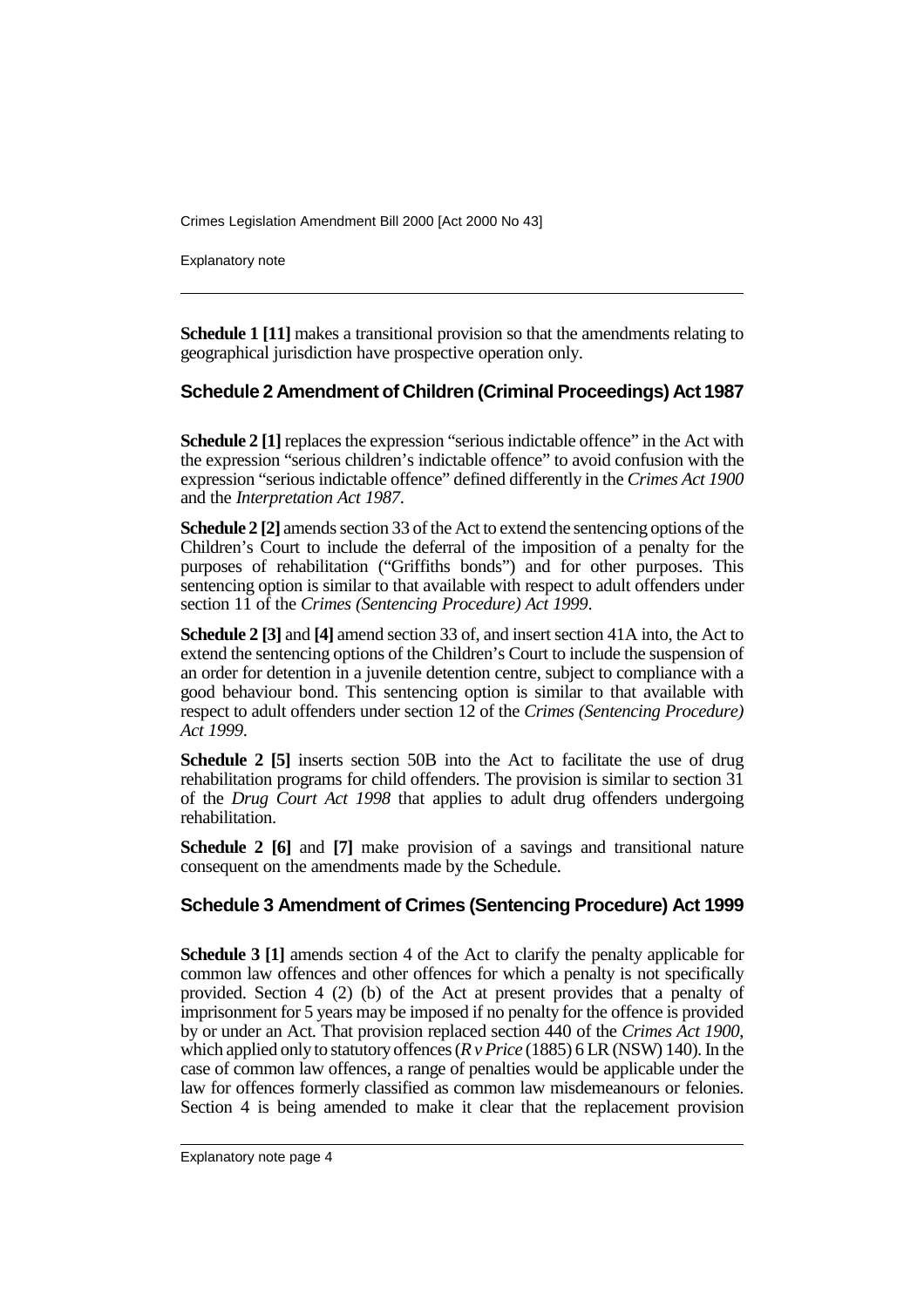**Schedule 1 [11]** makes a transitional provision so that the amendments relating to geographical jurisdiction have prospective operation only.

## Schedule 2 Amendment of Children (Criminal Proceedings) Act 1987

**Schedule 2 [1]** replaces the expression "serious indictable offence" in the Act with the expression "serious children's indictable offence" to avoid confusion with the expression "serious indictable offence" defined differently in the *Crimes Act 1900* and the *Interpretation Act 1987*.

**Schedule 2 [2]** amends section 33 of the Act to extend the sentencing options of the Children's Court to include the deferral of the imposition of a penalty for the purposes of rehabilitation ("Griffiths bonds") and for other purposes. This sentencing option is similar to that available with respect to adult offenders under section 11 of the *Crimes (Sentencing Procedure) Act 1999*.

**Schedule 2 [3]** and **[4]** amend section 33 of, and insert section 41A into, the Act to extend the sentencing options of the Children's Court to include the suspension of an order for detention in a juvenile detention centre, subject to compliance with a good behaviour bond. This sentencing option is similar to that available with respect to adult offenders under section 12 of the *Crimes (Sentencing Procedure) Act 1999*.

**Schedule 2 [5]** inserts section 50B into the Act to facilitate the use of drug rehabilitation programs for child offenders. The provision is similar to section 31 of the *Drug Court Act 1998* that applies to adult drug offenders undergoing rehabilitation.

**Schedule 2 [6]** and **[7]** make provision of a savings and transitional nature consequent on the amendments made by the Schedule.

## Schedule 3 Amendment of Crimes (Sentencing Procedure) Act 1999

**Schedule 3 [1]** amends section 4 of the Act to clarify the penalty applicable for common law offences and other offences for which a penalty is not specifically provided. Section 4 (2) (b) of the Act at present provides that a penalty of imprisonment for 5 years may be imposed if no penalty for the offence is provided by or under an Act. That provision replaced section 440 of the *Crimes Act 1900*, which applied only to statutory offences (*R v Price* (1885) 6 LR (NSW) 140). In the case of common law offences, a range of penalties would be applicable under the law for offences formerly classified as common law misdemeanours or felonies. Section 4 is being amended to make it clear that the replacement provision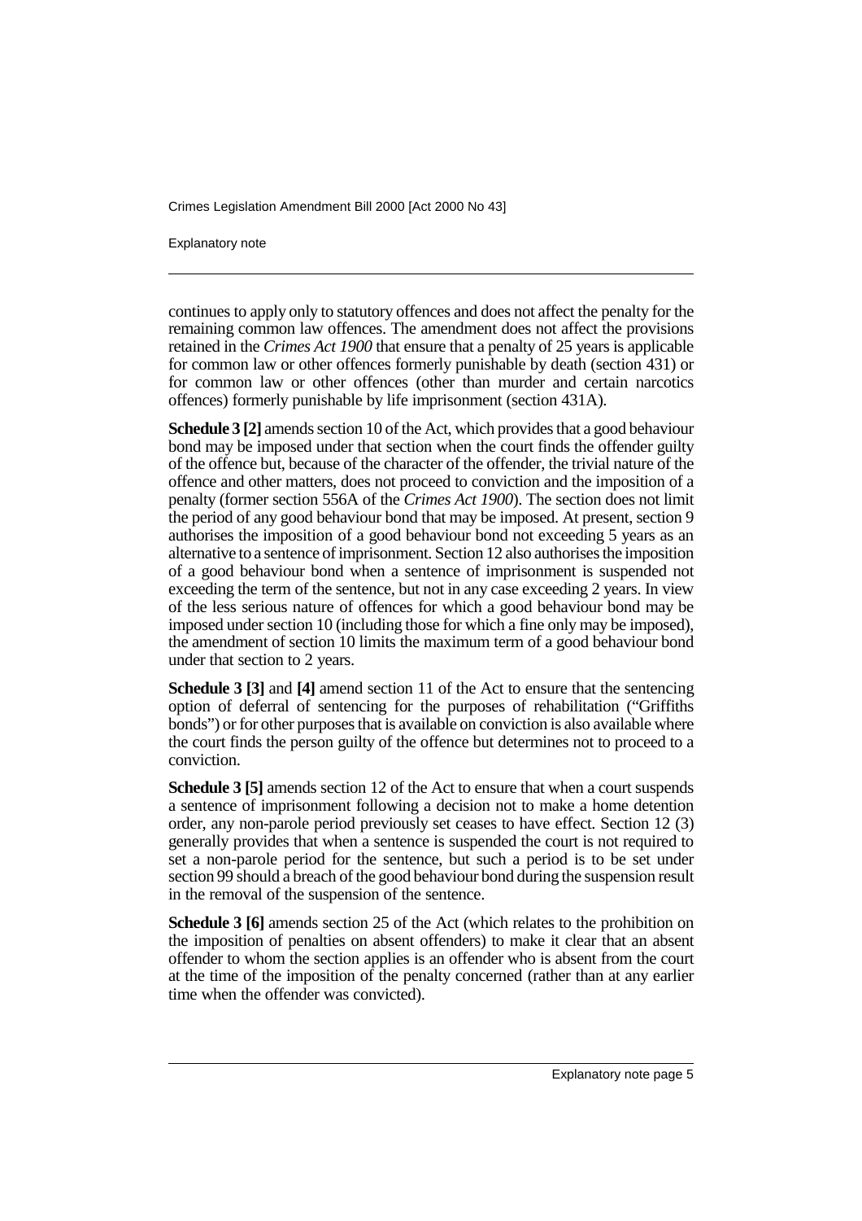continues to apply only to statutory offences and does not affect the penalty for the remaining common law offences. The amendment does not affect the provisions retained in the *Crimes Act 1900* that ensure that a penalty of 25 years is applicable for common law or other offences formerly punishable by death (section 431) or for common law or other offences (other than murder and certain narcotics offences) formerly punishable by life imprisonment (section 431A).

**Schedule 3 [2]** amends section 10 of the Act, which provides that a good behaviour bond may be imposed under that section when the court finds the offender guilty of the offence but, because of the character of the offender, the trivial nature of the offence and other matters, does not proceed to conviction and the imposition of a penalty (former section 556A of the *Crimes Act 1900*). The section does not limit the period of any good behaviour bond that may be imposed. At present, section 9 authorises the imposition of a good behaviour bond not exceeding 5 years as an alternative to a sentence of imprisonment. Section 12 also authorises the imposition of a good behaviour bond when a sentence of imprisonment is suspended not exceeding the term of the sentence, but not in any case exceeding 2 years. In view of the less serious nature of offences for which a good behaviour bond may be imposed under section 10 (including those for which a fine only may be imposed), the amendment of section 10 limits the maximum term of a good behaviour bond under that section to 2 years.

**Schedule 3 [3]** and **[4]** amend section 11 of the Act to ensure that the sentencing option of deferral of sentencing for the purposes of rehabilitation ("Griffiths bonds") or for other purposes that is available on conviction is also available where the court finds the person guilty of the offence but determines not to proceed to a conviction.

**Schedule 3 [5]** amends section 12 of the Act to ensure that when a court suspends a sentence of imprisonment following a decision not to make a home detention order, any non-parole period previously set ceases to have effect. Section 12 (3) generally provides that when a sentence is suspended the court is not required to set a non-parole period for the sentence, but such a period is to be set under section 99 should a breach of the good behaviour bond during the suspension result in the removal of the suspension of the sentence.

**Schedule 3 [6]** amends section 25 of the Act (which relates to the prohibition on the imposition of penalties on absent offenders) to make it clear that an absent offender to whom the section applies is an offender who is absent from the court at the time of the imposition of the penalty concerned (rather than at any earlier time when the offender was convicted).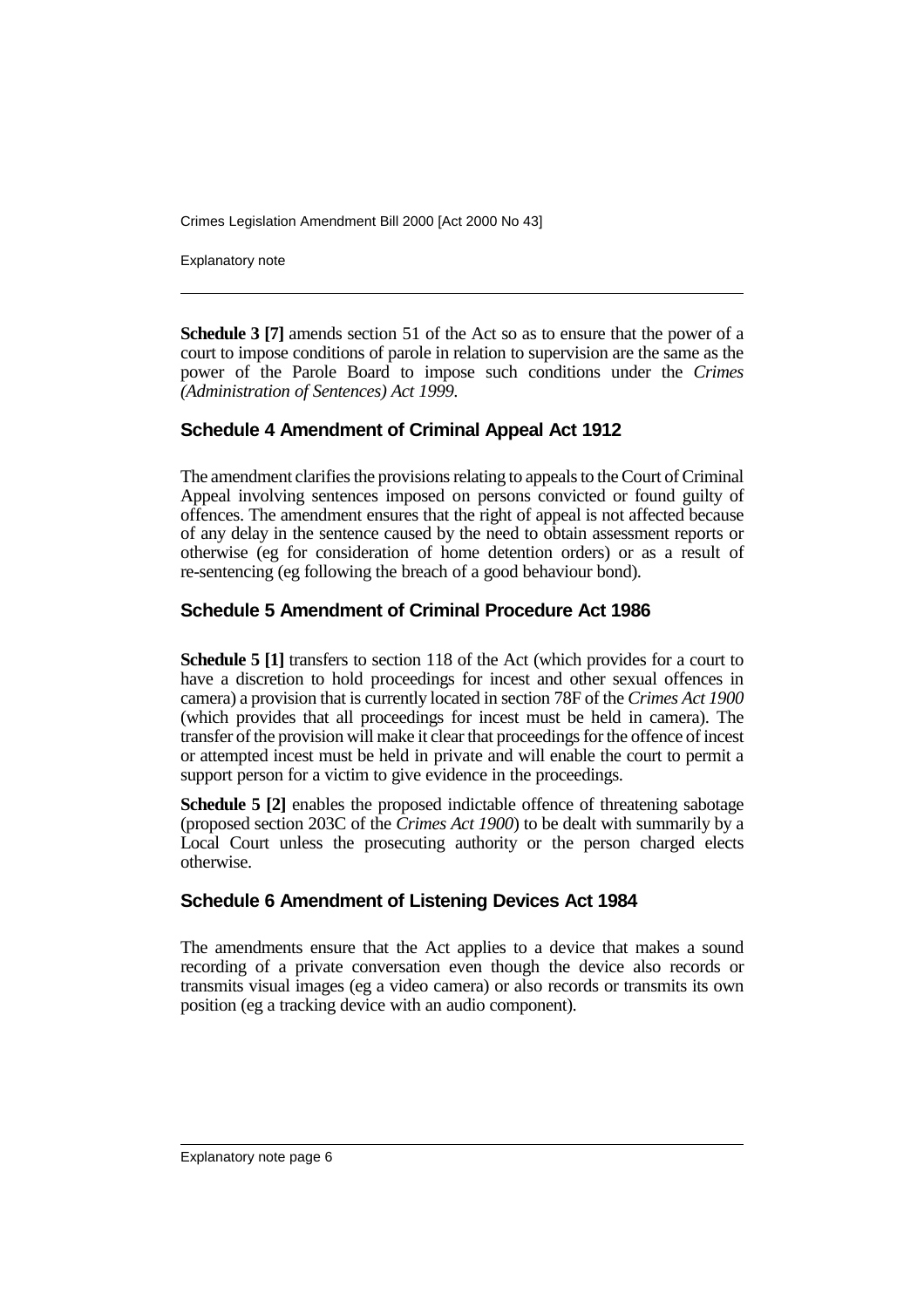**Schedule 3 [7]** amends section 51 of the Act so as to ensure that the power of a court to impose conditions of parole in relation to supervision are the same as the power of the Parole Board to impose such conditions under the *Crimes (Administration of Sentences) Act 1999*.

## Schedule 4 Amendment of Criminal Appeal Act 1912

The amendment clarifies the provisions relating to appeals to the Court of Criminal Appeal involving sentences imposed on persons convicted or found guilty of offences. The amendment ensures that the right of appeal is not affected because of any delay in the sentence caused by the need to obtain assessment reports or otherwise (eg for consideration of home detention orders) or as a result of re-sentencing (eg following the breach of a good behaviour bond).

## Schedule 5 Amendment of Criminal Procedure Act 1986

**Schedule 5 [1]** transfers to section 118 of the Act (which provides for a court to have a discretion to hold proceedings for incest and other sexual offences in camera) a provision that is currently located in section 78F of the *Crimes Act 1900* (which provides that all proceedings for incest must be held in camera). The transfer of the provision will make it clear that proceedings for the offence of incest or attempted incest must be held in private and will enable the court to permit a support person for a victim to give evidence in the proceedings.

**Schedule 5 [2]** enables the proposed indictable offence of threatening sabotage (proposed section 203C of the *Crimes Act 1900*) to be dealt with summarily by a Local Court unless the prosecuting authority or the person charged elects otherwise.

## Schedule 6 Amendment of Listening Devices Act 1984

The amendments ensure that the Act applies to a device that makes a sound recording of a private conversation even though the device also records or transmits visual images (eg a video camera) or also records or transmits its own position (eg a tracking device with an audio component).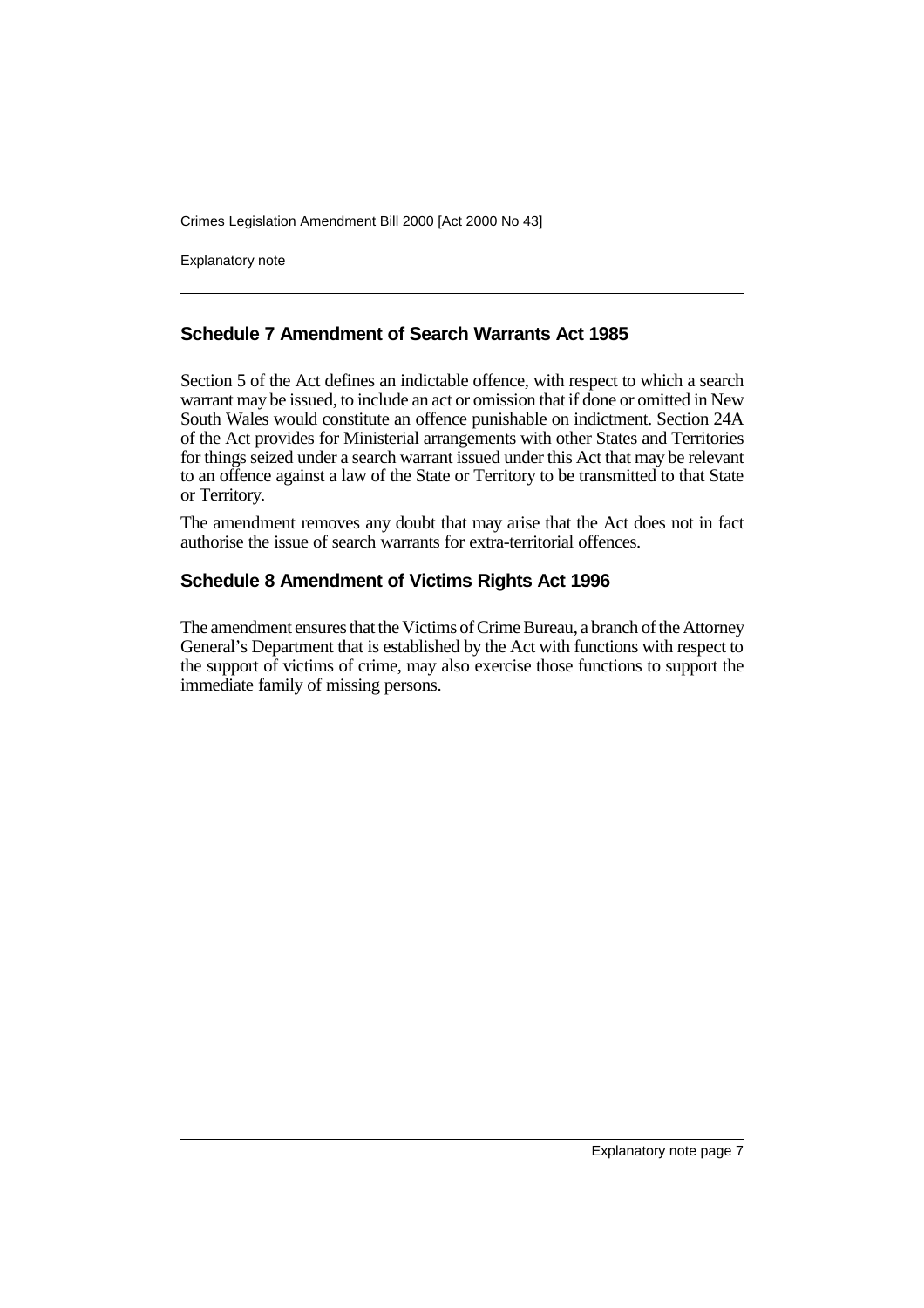## Schedule 7 Amendment of Search Warrants Act 1985

Section 5 of the Act defines an indictable offence, with respect to which a search warrant may be issued, to include an act or omission that if done or omitted in New South Wales would constitute an offence punishable on indictment. Section 24A of the Act provides for Ministerial arrangements with other States and Territories for things seized under a search warrant issued under this Act that may be relevant to an offence against a law of the State or Territory to be transmitted to that State or Territory.

The amendment removes any doubt that may arise that the Act does not in fact authorise the issue of search warrants for extra-territorial offences.

## Schedule 8 Amendment of Victims Rights Act 1996

The amendment ensures that the Victims of Crime Bureau, a branch of the Attorney General's Department that is established by the Act with functions with respect to the support of victims of crime, may also exercise those functions to support the immediate family of missing persons.